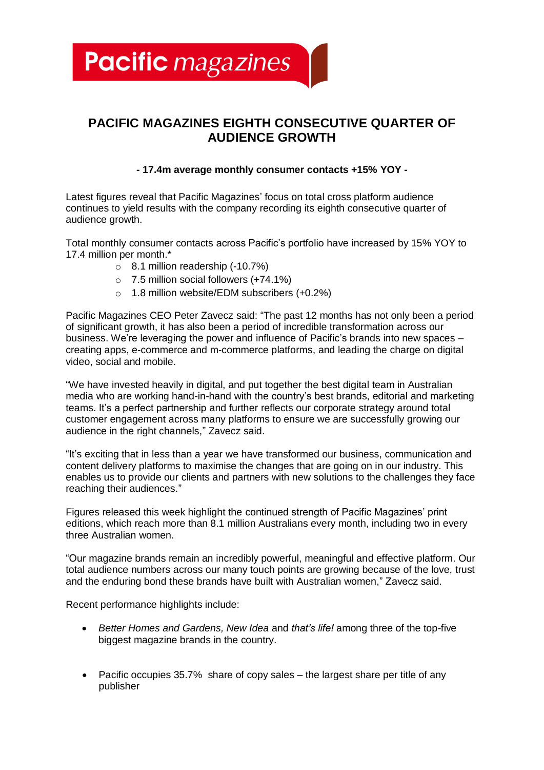Pacific magazines

# PACIFIC MAGAZINES EIGHTH CONSECUTIVE QUARTER OF AUDIENCE GROWTH

**- 17.4m average monthly consumer contacts +15% YOY -**

Latest figures reveal that Pacific Magazines' focus on total cross platform audience continues to yield results with the company recording its eighth consecutive quarter of audience growth.

Total monthly consumer contacts across Pacific's portfolio have increased by 15% YOY to 17.4 million per month.*

- 8.1 million readership (-10.7%)
- 7.5 million social followers (+74.1%)
- 1.8 million website/EDM subscribers (+0.2%)

Pacific Magazines CEO Peter Zavecz said: "The past 12 months has not only been a period of significant growth, it has also been a period of incredible transformation across our business. We're leveraging the power and influence of Pacific's brands into new spaces – creating apps, e-commerce and m-commerce platforms, and leading the charge on digital video, social and mobile.

"We have invested heavily in digital, and put together the best digital team in Australian media who are working hand-in-hand with the country's best brands, editorial and marketing teams. It's a perfect partnership and further reflects our corporate strategy around total customer engagement across many platforms to ensure we are successfully growing our audience in the right channels," Zavecz said.

"It's exciting that in less than a year we have transformed our business, communication and content delivery platforms to maximise the changes that are going on in our industry. This enables us to provide our clients and partners with new solutions to the challenges they face reaching their audiences."

Figures released this week highlight the continued strength of Pacific Magazines' print editions, which reach more than 8.1 million Australians every month, including two in every three Australian women.

"Our magazine brands remain an incredibly powerful, meaningful and effective platform. Our total audience numbers across our many touch points are growing because of the love, trust and the enduring bond these brands have built with Australian women," Zavecz said.

Recent performance highlights include:

- *Better Homes and Gardens, New Idea* and *that's life!* among three of the top-five biggest magazine brands in the country.

- Pacific occupies 35.7% share of copy sales – the largest share per title of any publisher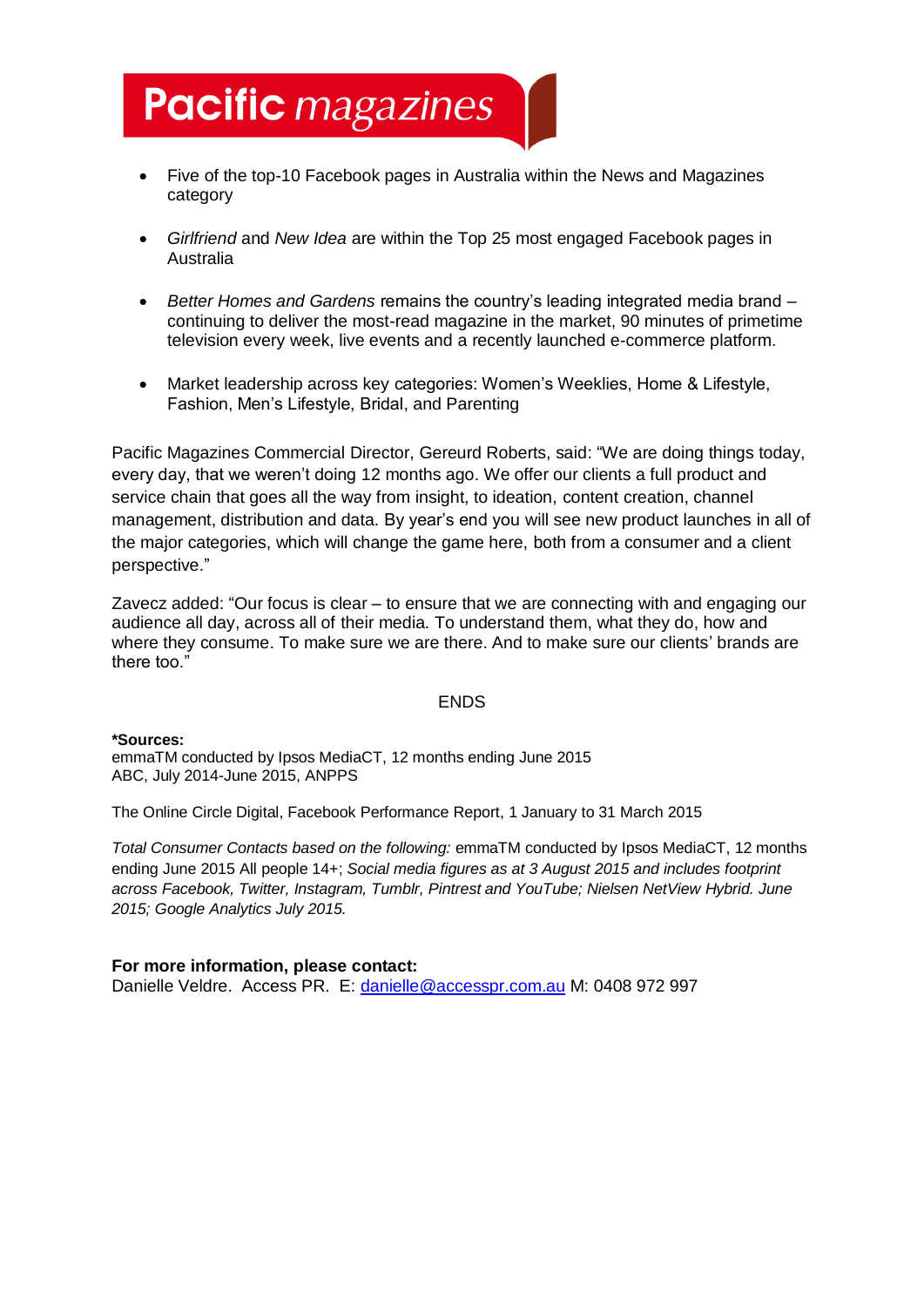- Five of the top-10 Facebook pages in Australia within the News and Magazines category
- *Girlfriend* and *New Idea* are within the Top 25 most engaged Facebook pages in Australia
- *Better Homes and Gardens* remains the country's leading integrated media brand – continuing to deliver the most-read magazine in the market, 90 minutes of primetime television every week, live events and a recently launched e-commerce platform.
- Market leadership across key categories: Women's Weeklies, Home & Lifestyle, Fashion, Men's Lifestyle, Bridal, and Parenting

Pacific Magazines Commercial Director, Gereurd Roberts, said: "We are doing things today, every day, that we weren't doing 12 months ago. We offer our clients a full product and service chain that goes all the way from insight, to ideation, content creation, channel management, distribution and data. By year's end you will see new product launches in all of the major categories, which will change the game here, both from a consumer and a client perspective."

Zavecz added: "Our focus is clear – to ensure that we are connecting with and engaging our audience all day, across all of their media. To understand them, what they do, how and where they consume. To make sure we are there. And to make sure our clients' brands are there too."

ENDS

**\*Sources:**
emmaTM conducted by Ipsos MediaCT, 12 months ending June 2015
ABC, July 2014-June 2015, ANPPS

The Online Circle Digital, Facebook Performance Report, 1 January to 31 March 2015

*Total Consumer Contacts based on the following:* emmaTM conducted by Ipsos MediaCT, 12 months ending June 2015 All people 14+; *Social media figures as at 3 August 2015 and includes footprint across Facebook, Twitter, Instagram, Tumblr, Pintrest and YouTube; Nielsen NetView Hybrid. June 2015; Google Analytics July 2015.*

**For more information, please contact:**
Danielle Veldre. Access PR. E: danielle@accesspr.com.au M: 0408 972 997